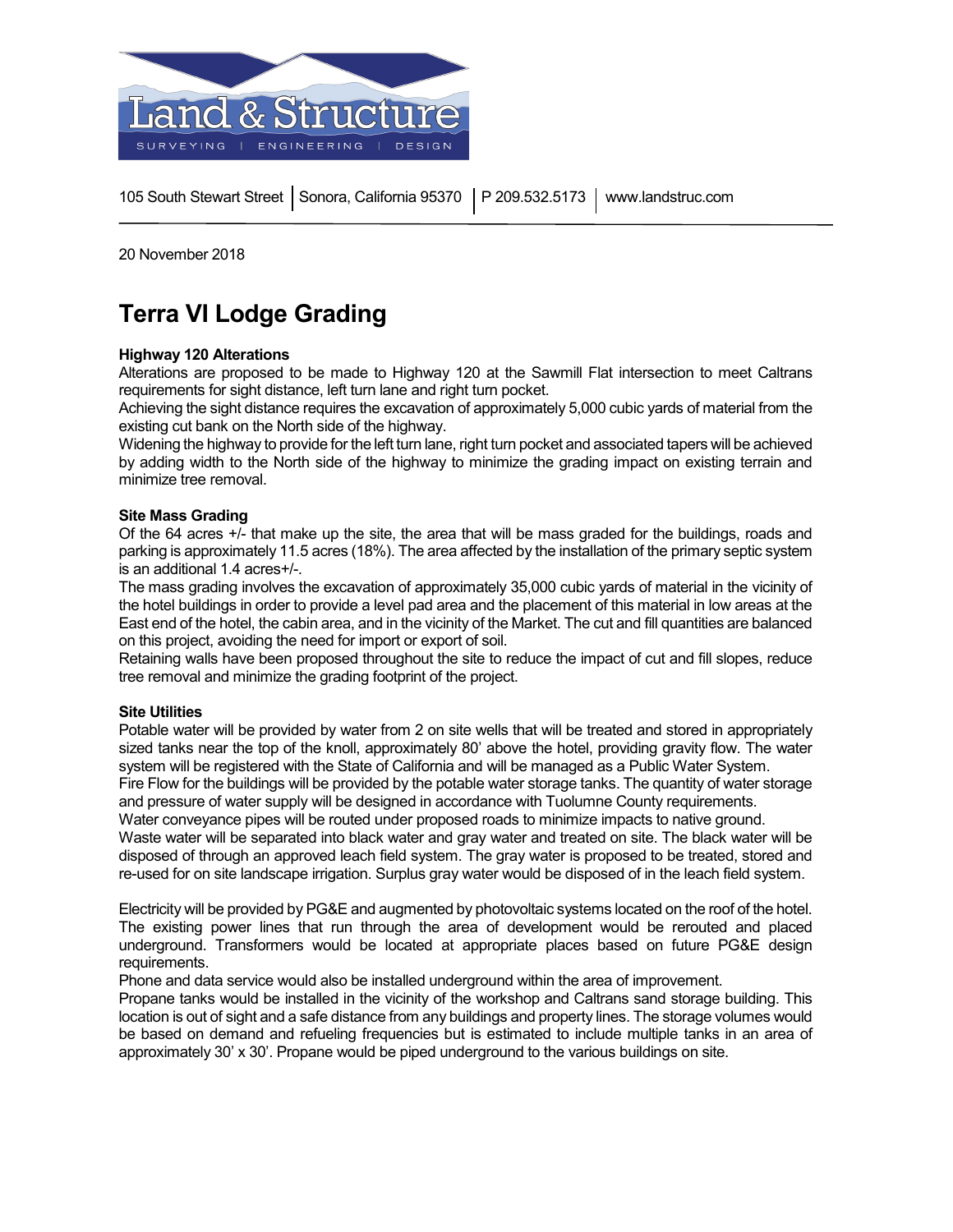Land & Structure

SURVEYING | ENGINEERING | DESIGN

105 South Stewart Street | Sonora, California 95370 | P 209.532.5173 | www.landstruc.com

20 November 2018

# Terra VI Lodge Grading

**Highway 120 Alterations**

Alterations are proposed to be made to Highway 120 at the Sawmill Flat intersection to meet Caltrans requirements for sight distance, left turn lane and right turn pocket.

Achieving the sight distance requires the excavation of approximately 5,000 cubic yards of material from the existing cut bank on the North side of the highway.

Widening the highway to provide for the left turn lane, right turn pocket and associated tapers will be achieved by adding width to the North side of the highway to minimize the grading impact on existing terrain and minimize tree removal.

**Site Mass Grading**

Of the 64 acres +/- that make up the site, the area that will be mass graded for the buildings, roads and parking is approximately 11.5 acres (18%). The area affected by the installation of the primary septic system is an additional 1.4 acres+/-.

The mass grading involves the excavation of approximately 35,000 cubic yards of material in the vicinity of the hotel buildings in order to provide a level pad area and the placement of this material in low areas at the East end of the hotel, the cabin area, and in the vicinity of the Market. The cut and fill quantities are balanced on this project, avoiding the need for import or export of soil.

Retaining walls have been proposed throughout the site to reduce the impact of cut and fill slopes, reduce tree removal and minimize the grading footprint of the project.

**Site Utilities**

Potable water will be provided by water from 2 on site wells that will be treated and stored in appropriately sized tanks near the top of the knoll, approximately 80' above the hotel, providing gravity flow. The water system will be registered with the State of California and will be managed as a Public Water System.

Fire Flow for the buildings will be provided by the potable water storage tanks. The quantity of water storage and pressure of water supply will be designed in accordance with Tuolumne County requirements.

Water conveyance pipes will be routed under proposed roads to minimize impacts to native ground.

Waste water will be separated into black water and gray water and treated on site. The black water will be disposed of through an approved leach field system. The gray water is proposed to be treated, stored and re-used for on site landscape irrigation. Surplus gray water would be disposed of in the leach field system.

Electricity will be provided by PG&E and augmented by photovoltaic systems located on the roof of the hotel. The existing power lines that run through the area of development would be rerouted and placed underground. Transformers would be located at appropriate places based on future PG&E design requirements.

Phone and data service would also be installed underground within the area of improvement.

Propane tanks would be installed in the vicinity of the workshop and Caltrans sand storage building. This location is out of sight and a safe distance from any buildings and property lines. The storage volumes would be based on demand and refueling frequencies but is estimated to include multiple tanks in an area of approximately 30' x 30'. Propane would be piped underground to the various buildings on site.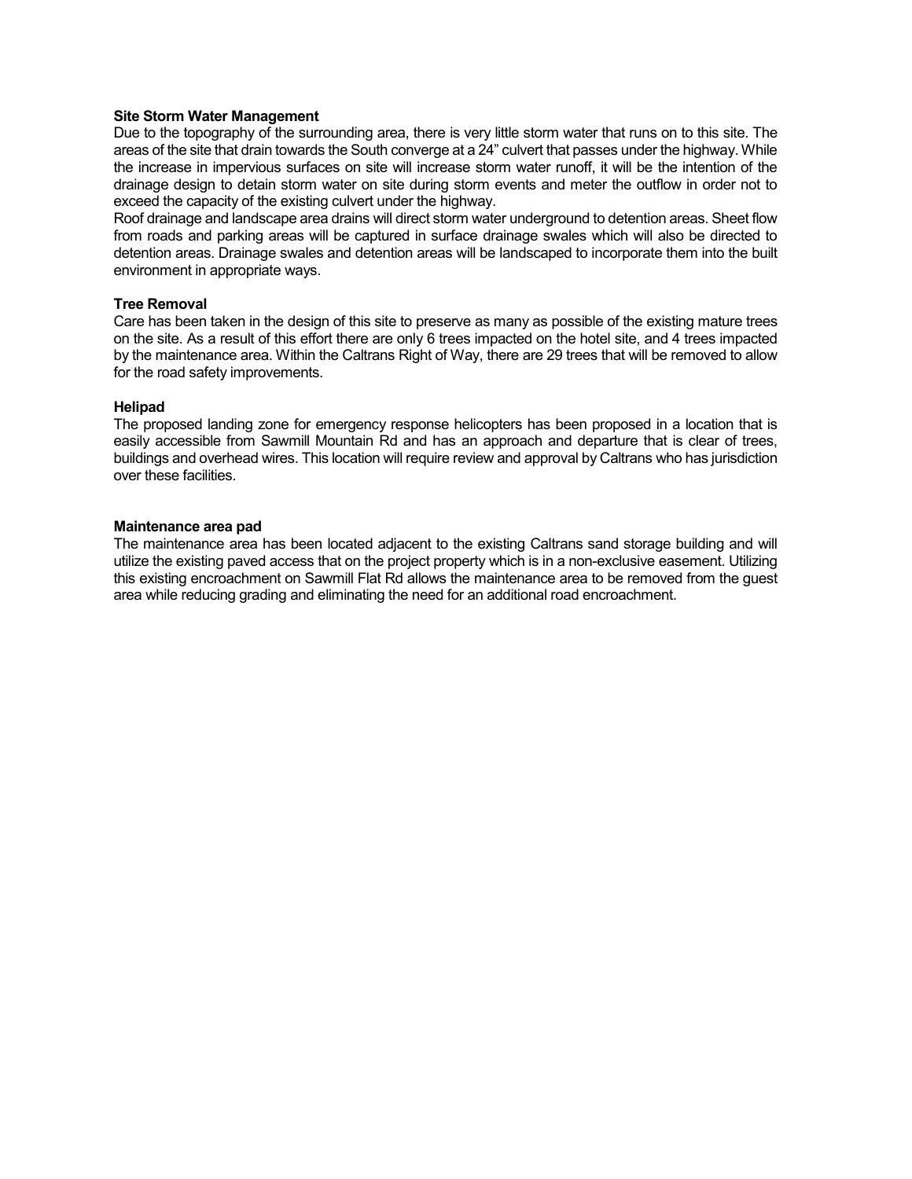**Site Storm Water Management**

Due to the topography of the surrounding area, there is very little storm water that runs on to this site. The areas of the site that drain towards the South converge at a 24" culvert that passes under the highway. While the increase in impervious surfaces on site will increase storm water runoff, it will be the intention of the drainage design to detain storm water on site during storm events and meter the outflow in order not to exceed the capacity of the existing culvert under the highway.

Roof drainage and landscape area drains will direct storm water underground to detention areas. Sheet flow from roads and parking areas will be captured in surface drainage swales which will also be directed to detention areas. Drainage swales and detention areas will be landscaped to incorporate them into the built environment in appropriate ways.

**Tree Removal**

Care has been taken in the design of this site to preserve as many as possible of the existing mature trees on the site. As a result of this effort there are only 6 trees impacted on the hotel site, and 4 trees impacted by the maintenance area. Within the Caltrans Right of Way, there are 29 trees that will be removed to allow for the road safety improvements.

**Helipad**

The proposed landing zone for emergency response helicopters has been proposed in a location that is easily accessible from Sawmill Mountain Rd and has an approach and departure that is clear of trees, buildings and overhead wires. This location will require review and approval by Caltrans who has jurisdiction over these facilities.

**Maintenance area pad**

The maintenance area has been located adjacent to the existing Caltrans sand storage building and will utilize the existing paved access that on the project property which is in a non-exclusive easement. Utilizing this existing encroachment on Sawmill Flat Rd allows the maintenance area to be removed from the guest area while reducing grading and eliminating the need for an additional road encroachment.